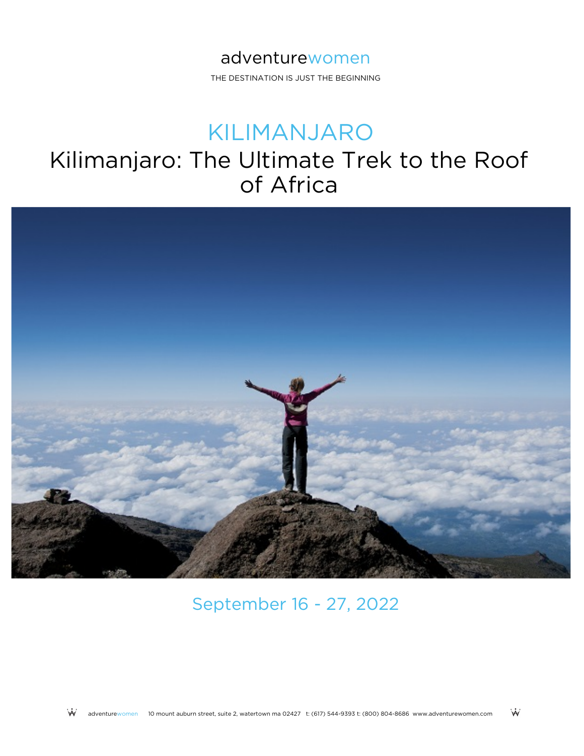adventurewomen

THE DESTINATION IS JUST THE BEGINNING

# KILIMANJARO

## Kilimanjaro: The Ultimate Trek to the Roof of Africa

September 16 - 27, 2022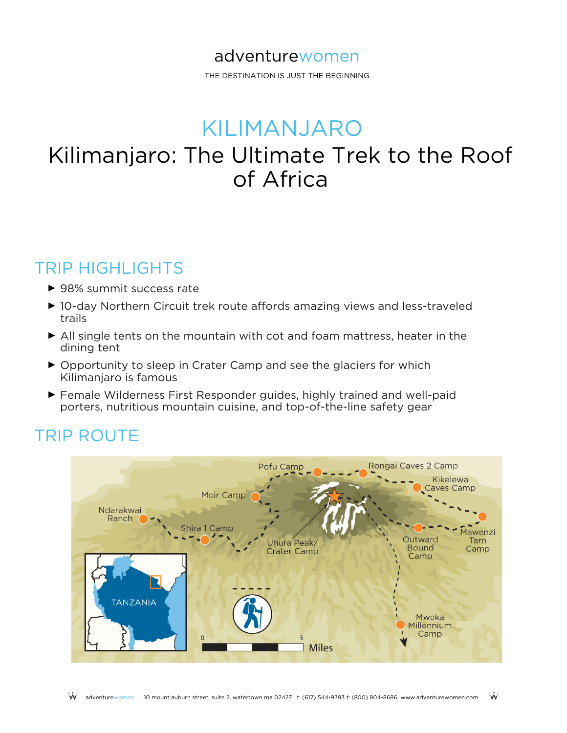adventurewomen

THE DESTINATION IS JUST THE BEGINNING

# KILIMANJARO

## Kilimanjaro: The Ultimate Trek to the Roof of Africa

## TRIP HIGHLIGHTS

- 98% summit success rate
- 10-day Northern Circuit trek route affords amazing views and less-traveled trails
- All single tents on the mountain with cot and foam mattress, heater in the dining tent
- Opportunity to sleep in Crater Camp and see the glaciers for which Kilimanjaro is famous
- Female Wilderness First Responder guides, highly trained and well-paid porters, nutritious mountain cuisine, and top-of-the-line safety gear

## TRIP ROUTE

Pofu Camp, Rongai Caves 2 Camp, Kikelewa Caves Camp, Moir Camp, Ndarakwai Ranch, Shira 1 Camp, Uhura Peak/Crater Camp, Outward Bound Camp, Mawenzi Tarn Camp, Mweka Millennium Camp, TANZANIA, 0, 5, Miles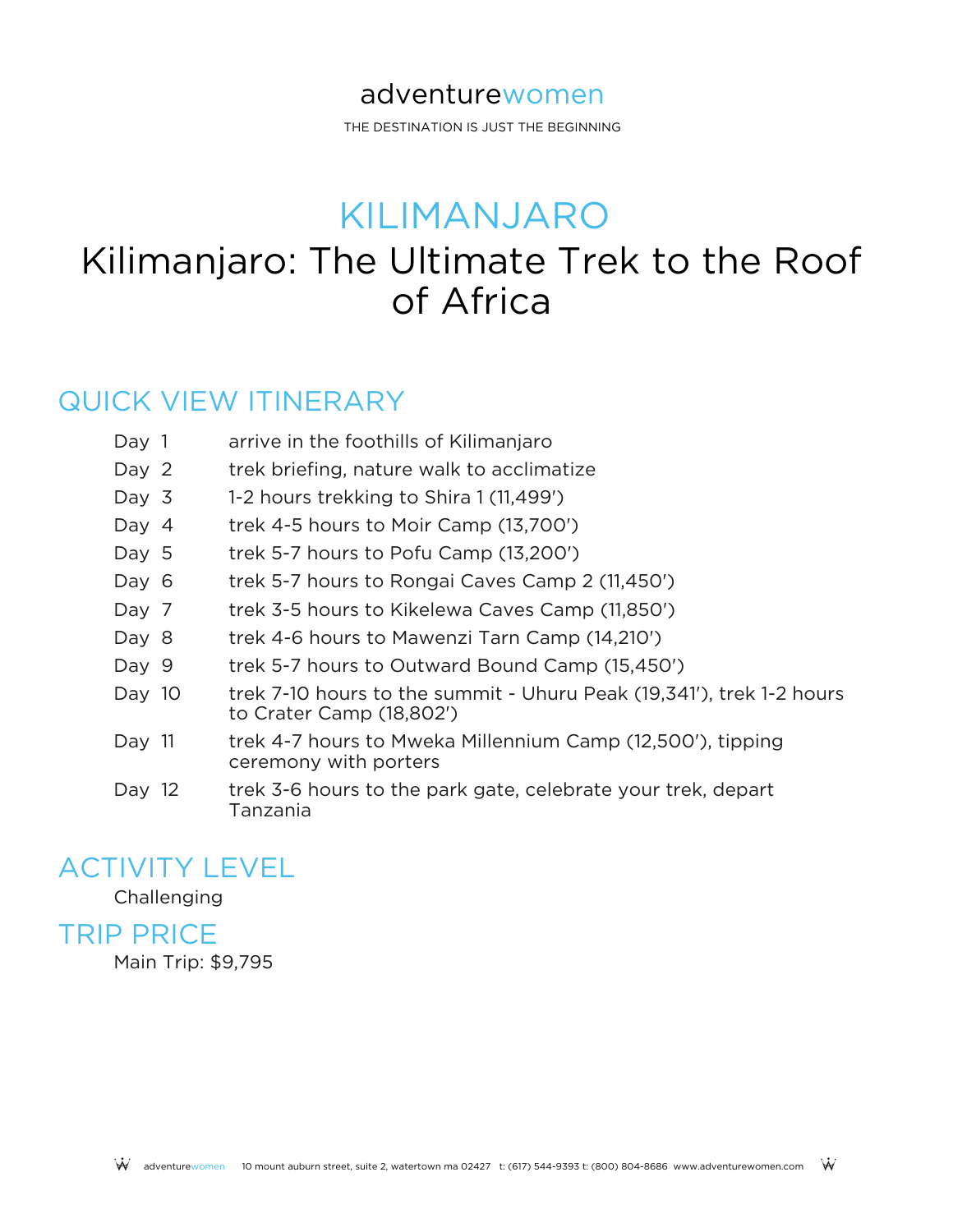adventurewomen

THE DESTINATION IS JUST THE BEGINNING

# KILIMANJARO

# Kilimanjaro: The Ultimate Trek to the Roof of Africa

## QUICK VIEW ITINERARY

| | |
|---|---|
| Day 1 | arrive in the foothills of Kilimanjaro |
| Day 2 | trek briefing, nature walk to acclimatize |
| Day 3 | 1-2 hours trekking to Shira 1 (11,499′) |
| Day 4 | trek 4-5 hours to Moir Camp (13,700′) |
| Day 5 | trek 5-7 hours to Pofu Camp (13,200′) |
| Day 6 | trek 5-7 hours to Rongai Caves Camp 2 (11,450′) |
| Day 7 | trek 3-5 hours to Kikelewa Caves Camp (11,850′) |
| Day 8 | trek 4-6 hours to Mawenzi Tarn Camp (14,210′) |
| Day 9 | trek 5-7 hours to Outward Bound Camp (15,450′) |
| Day 10 | trek 7-10 hours to the summit - Uhuru Peak (19,341′), trek 1-2 hours to Crater Camp (18,802′) |
| Day 11 | trek 4-7 hours to Mweka Millennium Camp (12,500′), tipping ceremony with porters |
| Day 12 | trek 3-6 hours to the park gate, celebrate your trek, depart Tanzania |

## ACTIVITY LEVEL

Challenging

## TRIP PRICE

Main Trip: $9,795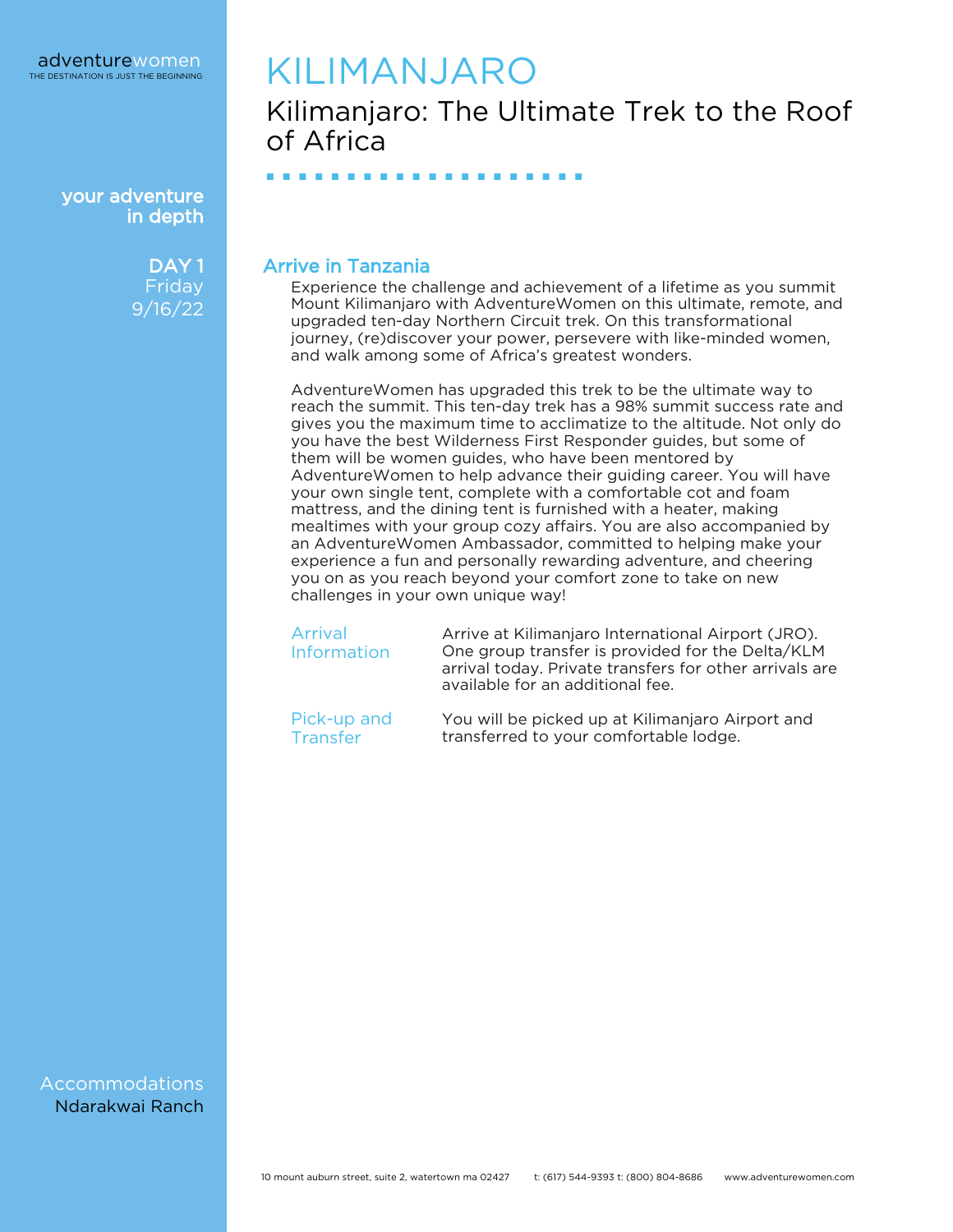adventurewomen
THE DESTINATION IS JUST THE BEGINNING

# KILIMANJARO

## Kilimanjaro: The Ultimate Trek to the Roof of Africa

**your adventure in depth**

**DAY 1**
Friday
9/16/22

### Arrive in Tanzania

Experience the challenge and achievement of a lifetime as you summit Mount Kilimanjaro with AdventureWomen on this ultimate, remote, and upgraded ten-day Northern Circuit trek. On this transformational journey, (re)discover your power, persevere with like-minded women, and walk among some of Africa's greatest wonders.

AdventureWomen has upgraded this trek to be the ultimate way to reach the summit. This ten-day trek has a 98% summit success rate and gives you the maximum time to acclimatize to the altitude. Not only do you have the best Wilderness First Responder guides, but some of them will be women guides, who have been mentored by AdventureWomen to help advance their guiding career. You will have your own single tent, complete with a comfortable cot and foam mattress, and the dining tent is furnished with a heater, making mealtimes with your group cozy affairs. You are also accompanied by an AdventureWomen Ambassador, committed to helping make your experience a fun and personally rewarding adventure, and cheering you on as you reach beyond your comfort zone to take on new challenges in your own unique way!

| | |
|---|---|
| Arrival Information | Arrive at Kilimanjaro International Airport (JRO). One group transfer is provided for the Delta/KLM arrival today. Private transfers for other arrivals are available for an additional fee. |
| Pick-up and Transfer | You will be picked up at Kilimanjaro Airport and transferred to your comfortable lodge. |

Accommodations
Ndarakwai Ranch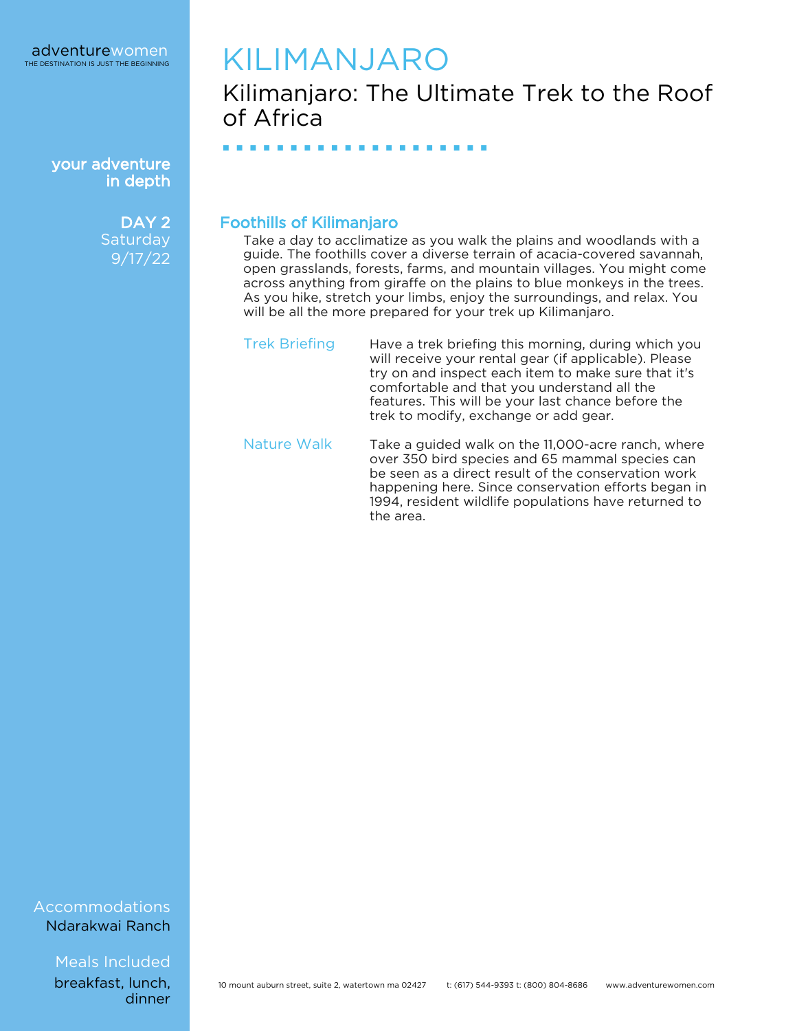# KILIMANJARO

## Kilimanjaro: The Ultimate Trek to the Roof of Africa

your adventure in depth

**DAY 2**
Saturday
9/17/22

### Foothills of Kilimanjaro

Take a day to acclimatize as you walk the plains and woodlands with a guide. The foothills cover a diverse terrain of acacia-covered savannah, open grasslands, forests, farms, and mountain villages. You might come across anything from giraffe on the plains to blue monkeys in the trees. As you hike, stretch your limbs, enjoy the surroundings, and relax. You will be all the more prepared for your trek up Kilimanjaro.

**Trek Briefing**
Have a trek briefing this morning, during which you will receive your rental gear (if applicable). Please try on and inspect each item to make sure that it's comfortable and that you understand all the features. This will be your last chance before the trek to modify, exchange or add gear.

**Nature Walk**
Take a guided walk on the 11,000-acre ranch, where over 350 bird species and 65 mammal species can be seen as a direct result of the conservation work happening here. Since conservation efforts began in 1994, resident wildlife populations have returned to the area.

**Accommodations**
Ndarakwai Ranch

**Meals Included**
breakfast, lunch, dinner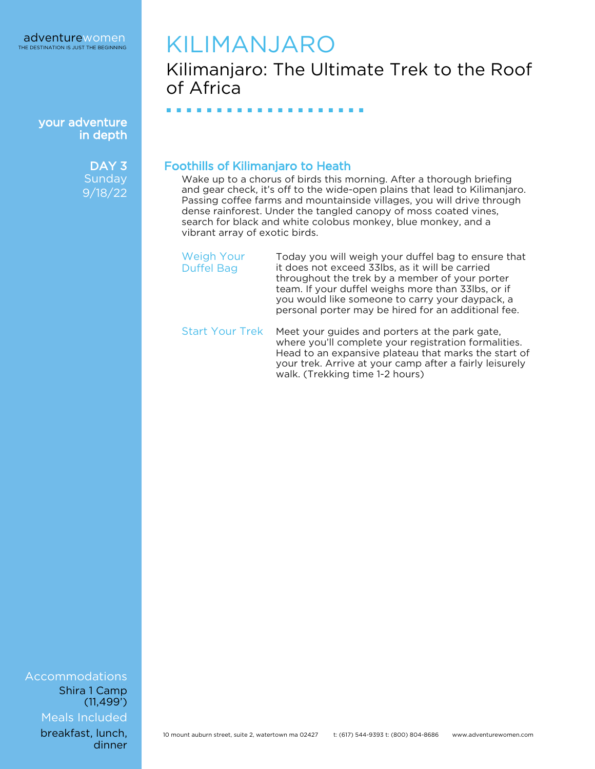# KILIMANJARO

## Kilimanjaro: The Ultimate Trek to the Roof of Africa

your adventure in depth

**DAY 3**
Sunday
9/18/22

### Foothills of Kilimanjaro to Heath

Wake up to a chorus of birds this morning. After a thorough briefing and gear check, it's off to the wide-open plains that lead to Kilimanjaro. Passing coffee farms and mountainside villages, you will drive through dense rainforest. Under the tangled canopy of moss coated vines, search for black and white colobus monkey, blue monkey, and a vibrant array of exotic birds.

**Weigh Your Duffel Bag**

Today you will weigh your duffel bag to ensure that it does not exceed 33lbs, as it will be carried throughout the trek by a member of your porter team. If your duffel weighs more than 33lbs, or if you would like someone to carry your daypack, a personal porter may be hired for an additional fee.

**Start Your Trek**

Meet your guides and porters at the park gate, where you'll complete your registration formalities. Head to an expansive plateau that marks the start of your trek. Arrive at your camp after a fairly leisurely walk. (Trekking time 1-2 hours)

**Accommodations**
Shira 1 Camp (11,499')

**Meals Included**
breakfast, lunch, dinner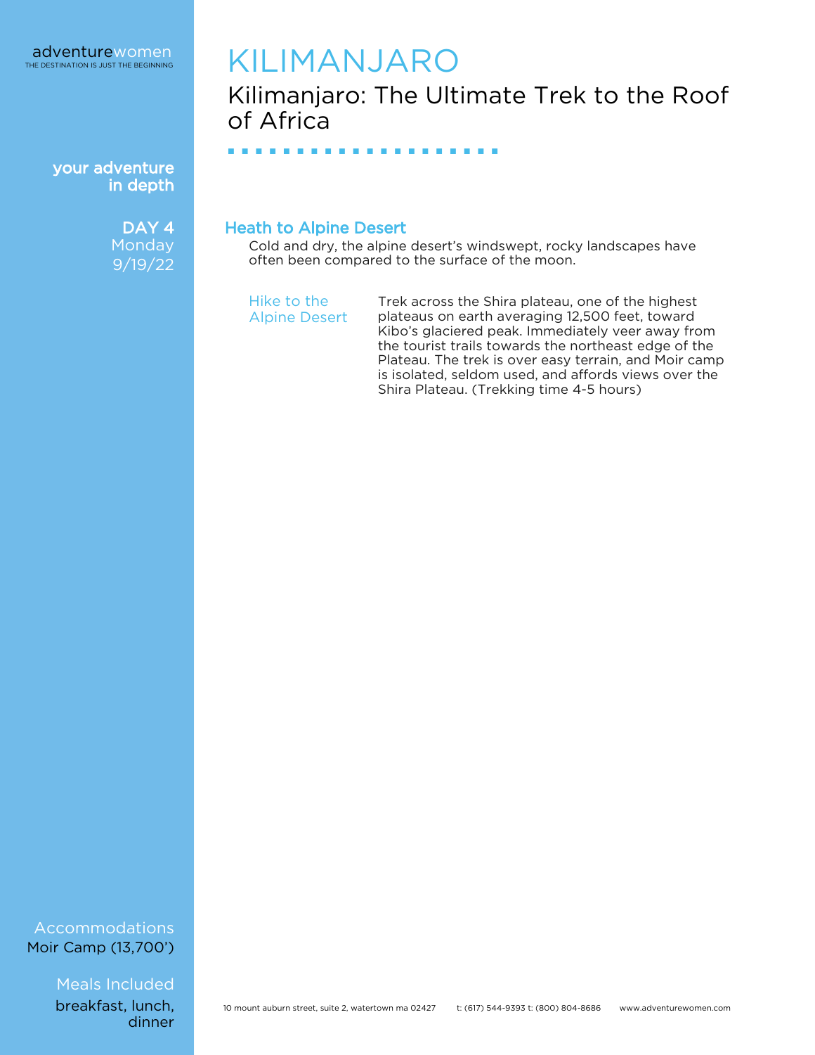# KILIMANJARO

## Kilimanjaro: The Ultimate Trek to the Roof of Africa

**your adventure in depth**

**DAY 4**
Monday
9/19/22

### Heath to Alpine Desert

Cold and dry, the alpine desert's windswept, rocky landscapes have often been compared to the surface of the moon.

**Hike to the Alpine Desert**

Trek across the Shira plateau, one of the highest plateaus on earth averaging 12,500 feet, toward Kibo's glaciered peak. Immediately veer away from the tourist trails towards the northeast edge of the Plateau. The trek is over easy terrain, and Moir camp is isolated, seldom used, and affords views over the Shira Plateau. (Trekking time 4-5 hours)

**Accommodations**
Moir Camp (13,700')

**Meals Included**
breakfast, lunch, dinner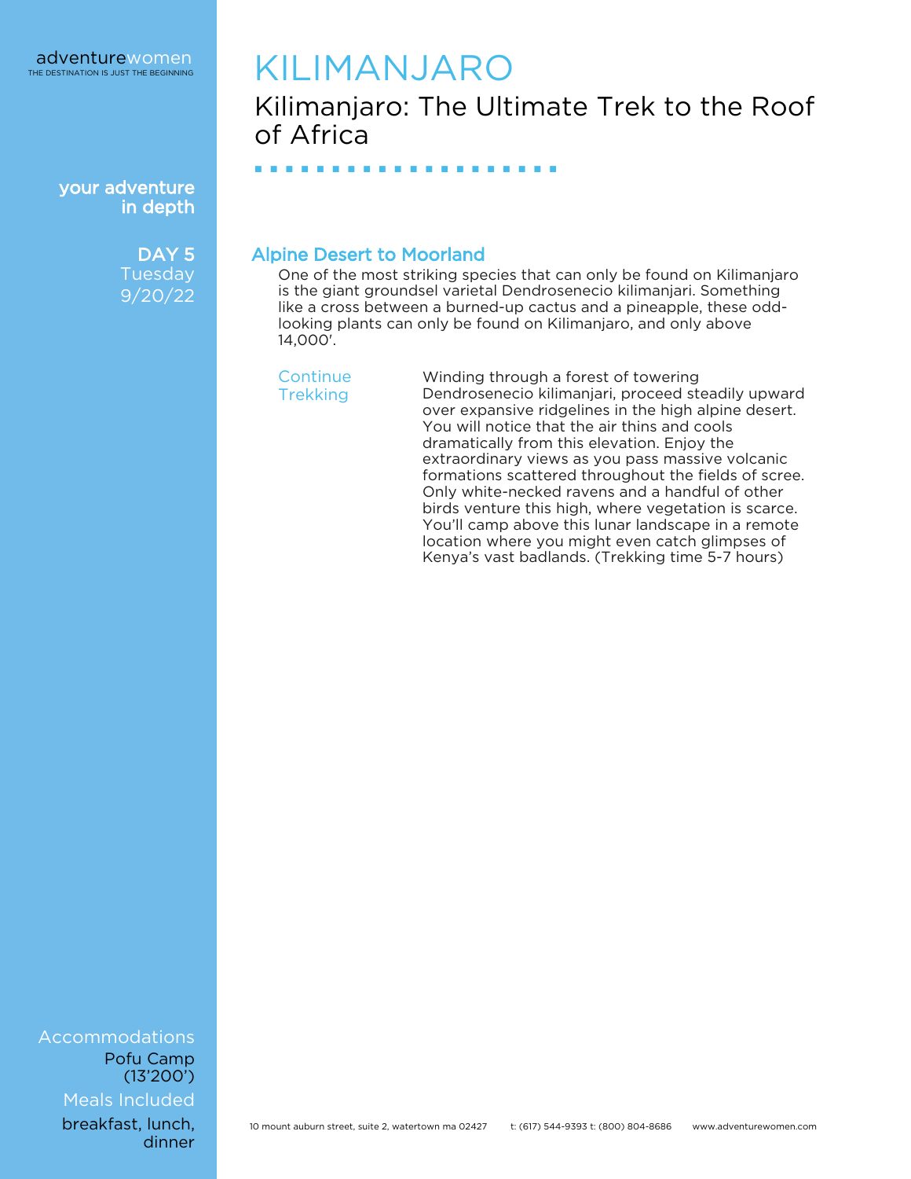# KILIMANJARO

## Kilimanjaro: The Ultimate Trek to the Roof of Africa

your adventure in depth

**DAY 5**
Tuesday
9/20/22

### Alpine Desert to Moorland

One of the most striking species that can only be found on Kilimanjaro is the giant groundsel varietal Dendrosenecio kilimanjari. Something like a cross between a burned-up cactus and a pineapple, these odd-looking plants can only be found on Kilimanjaro, and only above 14,000'.

**Continue Trekking**

Winding through a forest of towering Dendrosenecio kilimanjari, proceed steadily upward over expansive ridgelines in the high alpine desert. You will notice that the air thins and cools dramatically from this elevation. Enjoy the extraordinary views as you pass massive volcanic formations scattered throughout the fields of scree. Only white-necked ravens and a handful of other birds venture this high, where vegetation is scarce. You'll camp above this lunar landscape in a remote location where you might even catch glimpses of Kenya's vast badlands. (Trekking time 5-7 hours)

**Accommodations**
Pofu Camp (13'200')

**Meals Included**
breakfast, lunch, dinner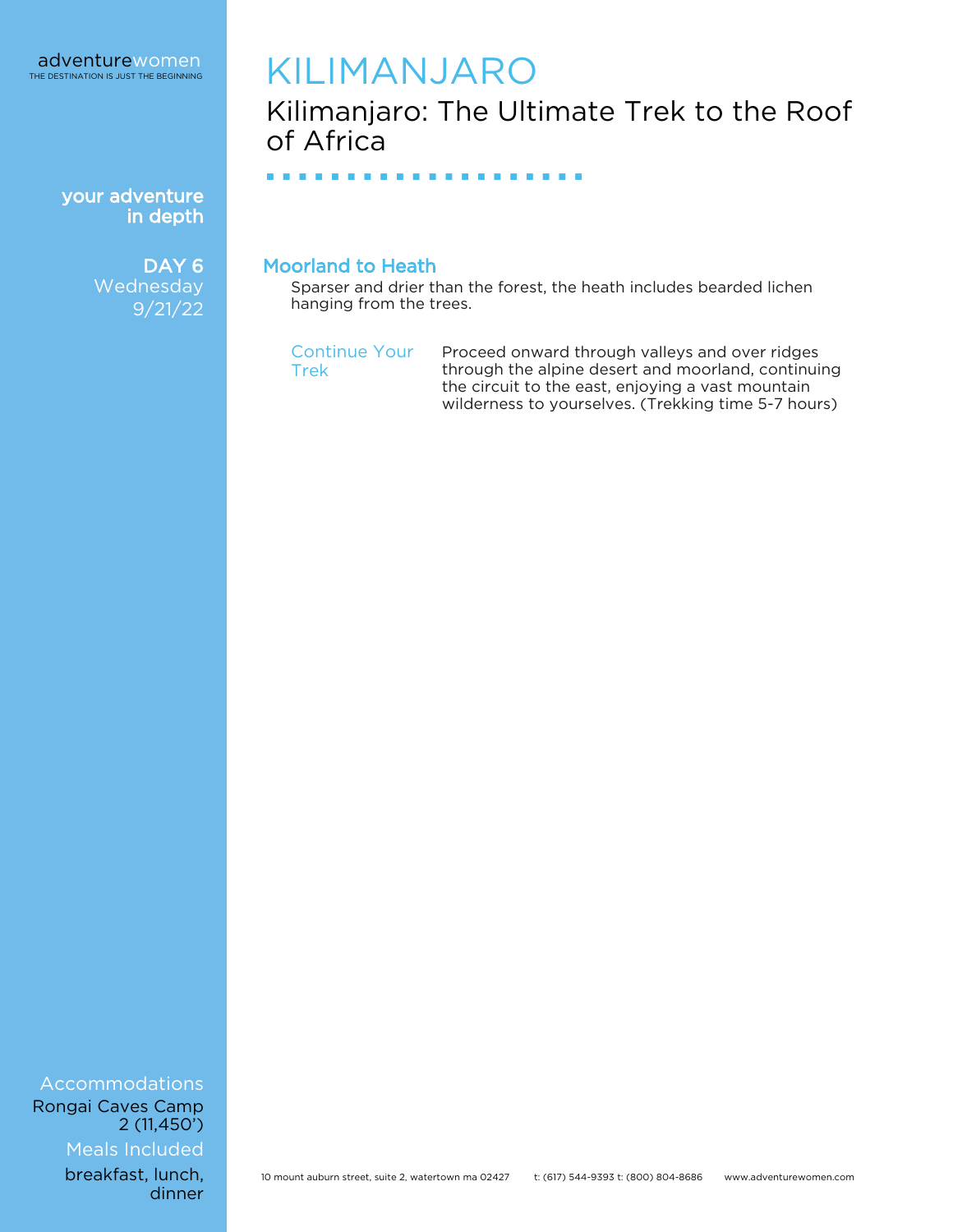# KILIMANJARO

## Kilimanjaro: The Ultimate Trek to the Roof of Africa

your adventure in depth

**DAY 6**
Wednesday
9/21/22

### Moorland to Heath

Sparser and drier than the forest, the heath includes bearded lichen hanging from the trees.

**Continue Your Trek**

Proceed onward through valleys and over ridges through the alpine desert and moorland, continuing the circuit to the east, enjoying a vast mountain wilderness to yourselves. (Trekking time 5-7 hours)

**Accommodations**
Rongai Caves Camp 2 (11,450')

**Meals Included**
breakfast, lunch, dinner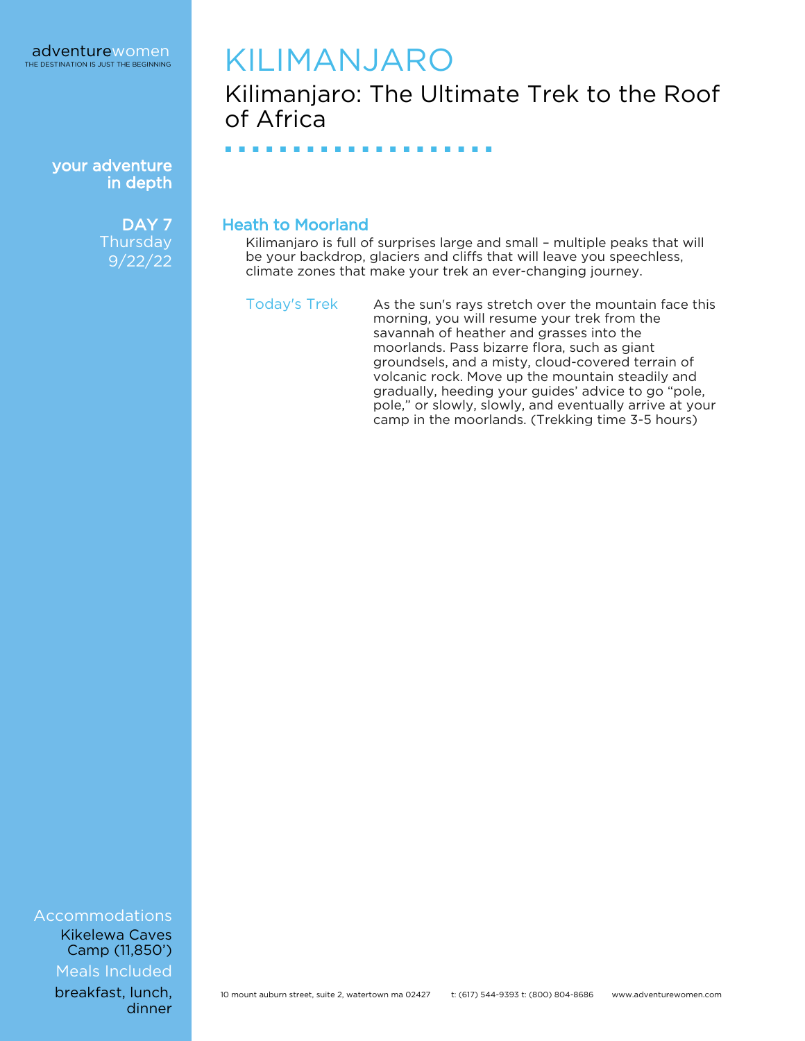# KILIMANJARO

## Kilimanjaro: The Ultimate Trek to the Roof of Africa

**your adventure in depth**

**DAY 7**
Thursday
9/22/22

### Heath to Moorland

Kilimanjaro is full of surprises large and small – multiple peaks that will be your backdrop, glaciers and cliffs that will leave you speechless, climate zones that make your trek an ever-changing journey.

**Today's Trek**

As the sun's rays stretch over the mountain face this morning, you will resume your trek from the savannah of heather and grasses into the moorlands. Pass bizarre flora, such as giant groundsels, and a misty, cloud-covered terrain of volcanic rock. Move up the mountain steadily and gradually, heeding your guides' advice to go "pole, pole," or slowly, slowly, and eventually arrive at your camp in the moorlands. (Trekking time 3-5 hours)

**Accommodations**
Kikelewa Caves Camp (11,850')

**Meals Included**
breakfast, lunch, dinner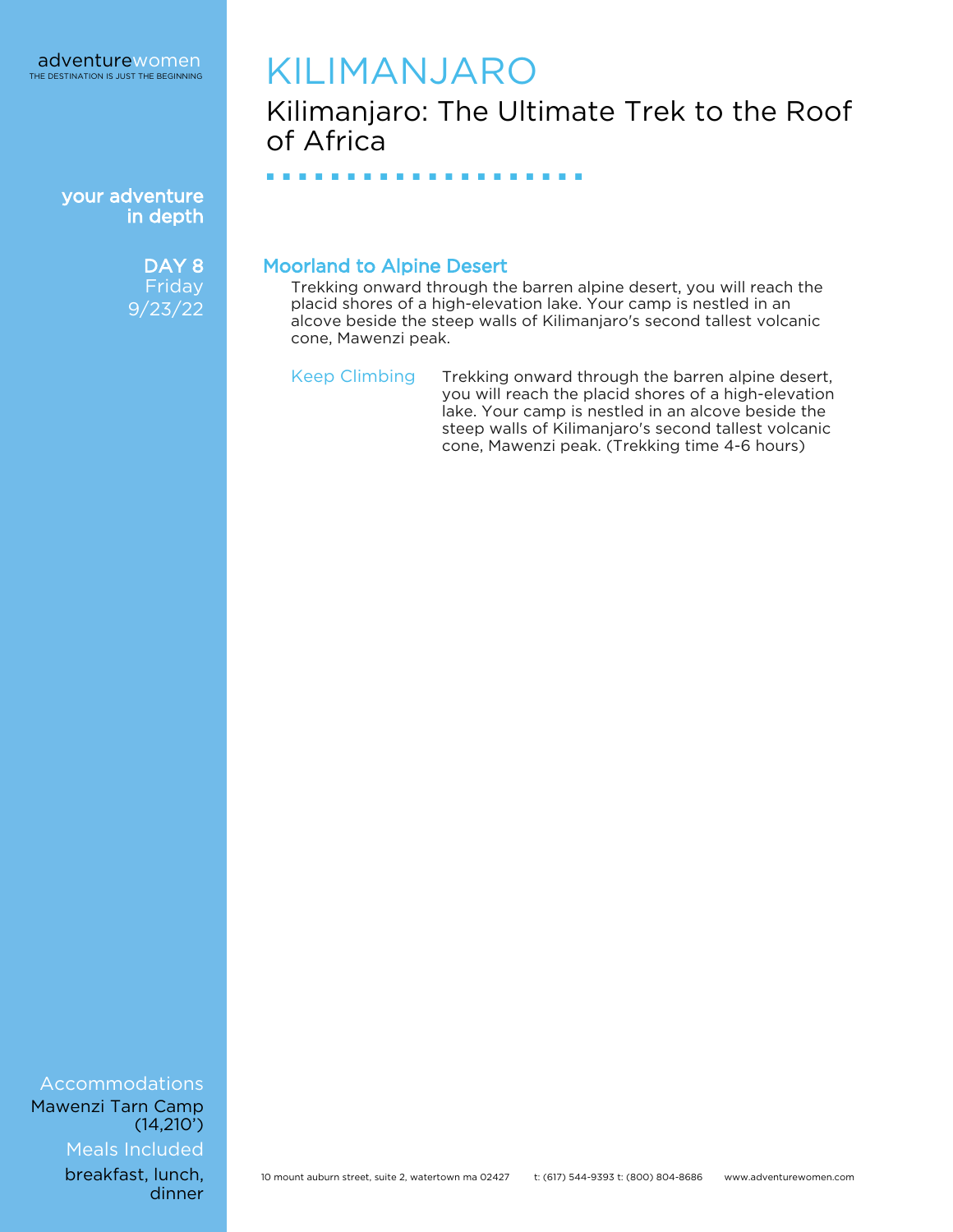# KILIMANJARO

## Kilimanjaro: The Ultimate Trek to the Roof of Africa

your adventure in depth

**DAY 8**
Friday
9/23/22

### Moorland to Alpine Desert

Trekking onward through the barren alpine desert, you will reach the placid shores of a high-elevation lake. Your camp is nestled in an alcove beside the steep walls of Kilimanjaro's second tallest volcanic cone, Mawenzi peak.

**Keep Climbing**

Trekking onward through the barren alpine desert, you will reach the placid shores of a high-elevation lake. Your camp is nestled in an alcove beside the steep walls of Kilimanjaro's second tallest volcanic cone, Mawenzi peak. (Trekking time 4-6 hours)

**Accommodations**
Mawenzi Tarn Camp (14,210')

**Meals Included**
breakfast, lunch, dinner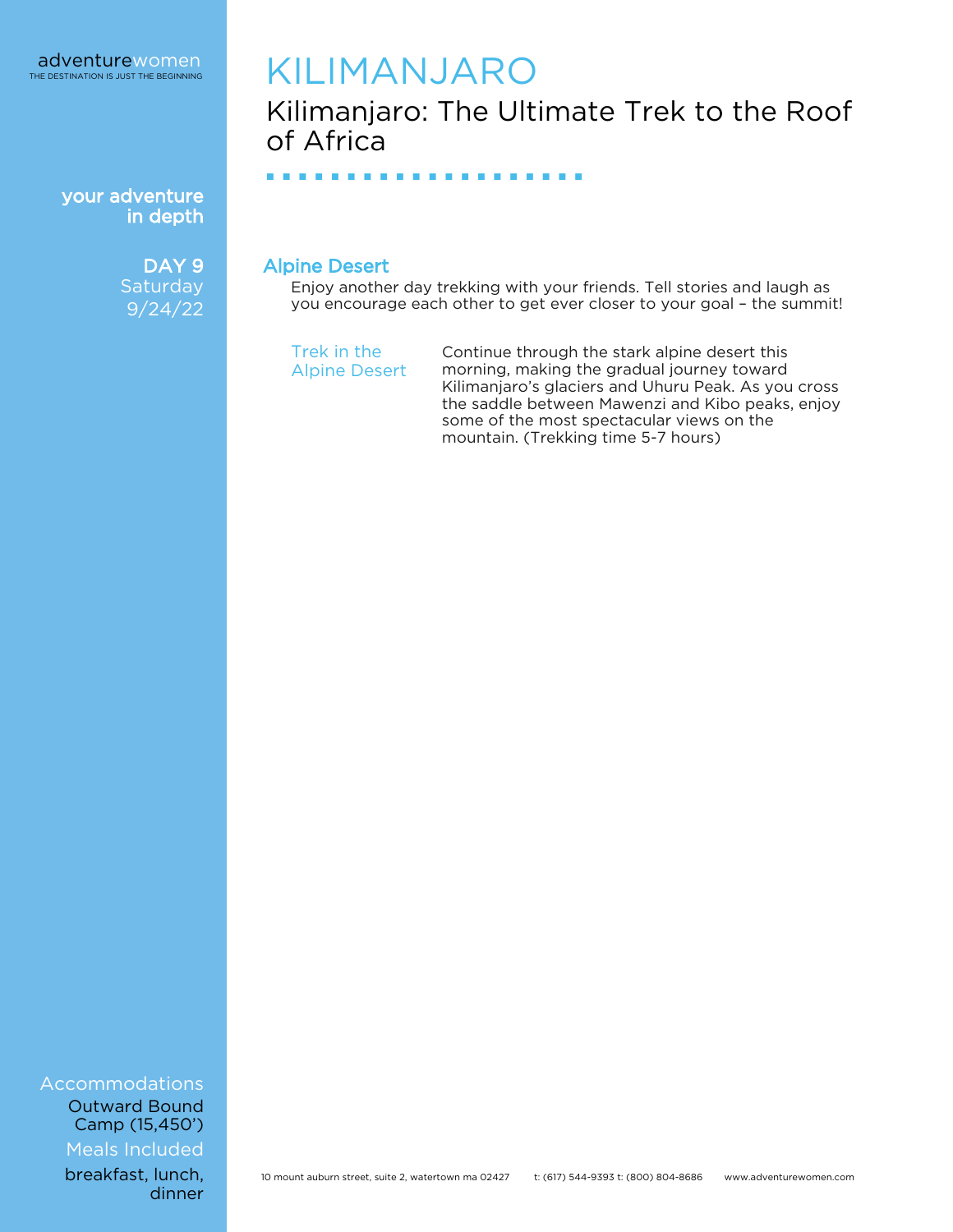adventurewomen
THE DESTINATION IS JUST THE BEGINNING

# KILIMANJARO

## Kilimanjaro: The Ultimate Trek to the Roof of Africa

your adventure in depth

**DAY 9**
Saturday
9/24/22

### Alpine Desert

Enjoy another day trekking with your friends. Tell stories and laugh as you encourage each other to get ever closer to your goal – the summit!

**Trek in the Alpine Desert**

Continue through the stark alpine desert this morning, making the gradual journey toward Kilimanjaro's glaciers and Uhuru Peak. As you cross the saddle between Mawenzi and Kibo peaks, enjoy some of the most spectacular views on the mountain. (Trekking time 5-7 hours)

**Accommodations**
Outward Bound Camp (15,450')

**Meals Included**
breakfast, lunch, dinner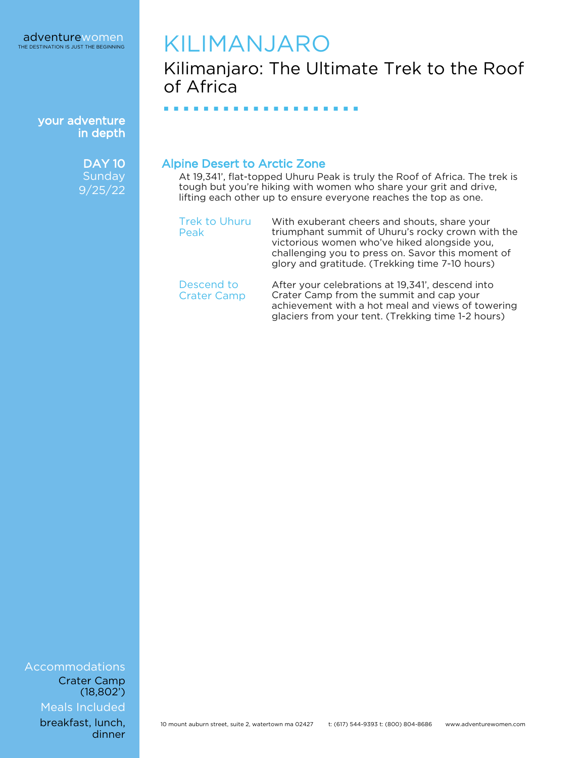# KILIMANJARO

## Kilimanjaro: The Ultimate Trek to the Roof of Africa

**your adventure in depth**

**DAY 10**
Sunday
9/25/22

### Alpine Desert to Arctic Zone

At 19,341', flat-topped Uhuru Peak is truly the Roof of Africa. The trek is tough but you're hiking with women who share your grit and drive, lifting each other up to ensure everyone reaches the top as one.

**Trek to Uhuru Peak**

With exuberant cheers and shouts, share your triumphant summit of Uhuru's rocky crown with the victorious women who've hiked alongside you, challenging you to press on. Savor this moment of glory and gratitude. (Trekking time 7-10 hours)

**Descend to Crater Camp**

After your celebrations at 19,341', descend into Crater Camp from the summit and cap your achievement with a hot meal and views of towering glaciers from your tent. (Trekking time 1-2 hours)

**Accommodations**
Crater Camp (18,802')

**Meals Included**
breakfast, lunch, dinner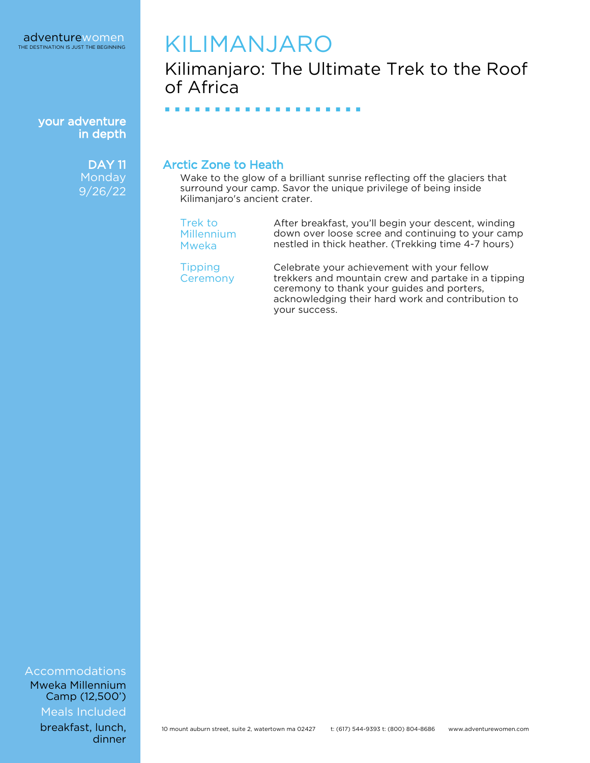# KILIMANJARO

## Kilimanjaro: The Ultimate Trek to the Roof of Africa

your adventure in depth

**DAY 11**
Monday
9/26/22

### Arctic Zone to Heath

Wake to the glow of a brilliant sunrise reflecting off the glaciers that surround your camp. Savor the unique privilege of being inside Kilimanjaro's ancient crater.

**Trek to Millennium Mweka**

After breakfast, you'll begin your descent, winding down over loose scree and continuing to your camp nestled in thick heather. (Trekking time 4-7 hours)

**Tipping Ceremony**

Celebrate your achievement with your fellow trekkers and mountain crew and partake in a tipping ceremony to thank your guides and porters, acknowledging their hard work and contribution to your success.

**Accommodations**
Mweka Millennium Camp (12,500')

**Meals Included**
breakfast, lunch, dinner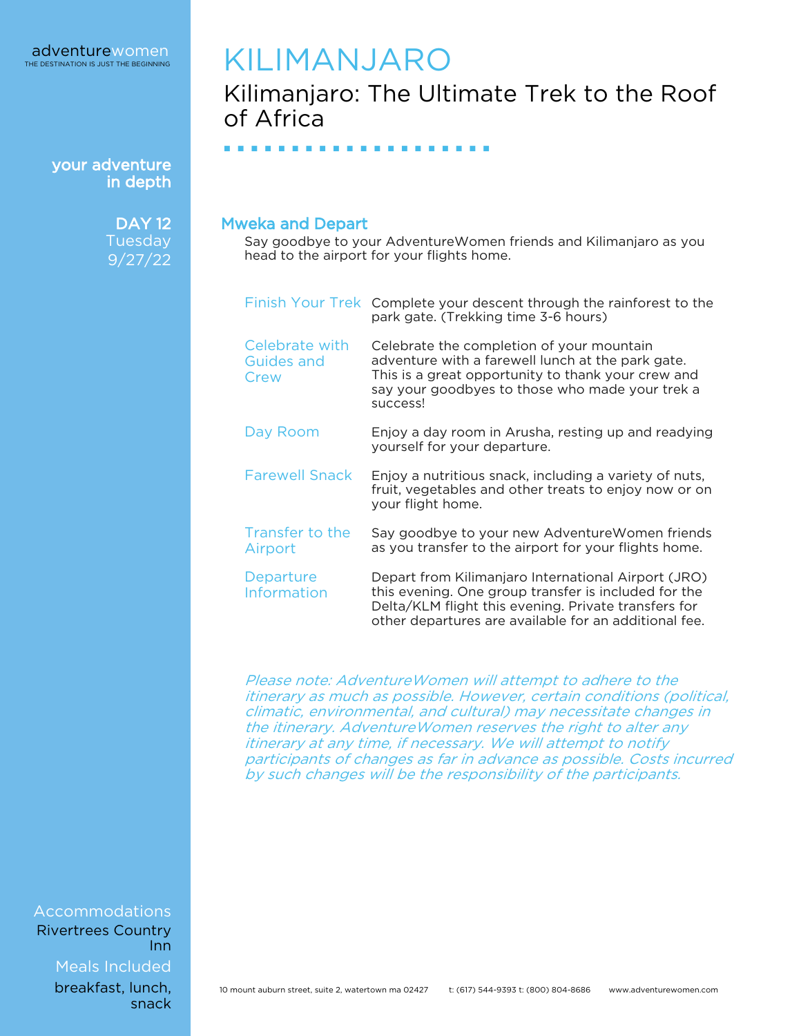# KILIMANJARO

## Kilimanjaro: The Ultimate Trek to the Roof of Africa

your adventure in depth

**DAY 12**
Tuesday
9/27/22

### Mweka and Depart

Say goodbye to your AdventureWomen friends and Kilimanjaro as you head to the airport for your flights home.

| | |
|---|---|
| Finish Your Trek | Complete your descent through the rainforest to the park gate. (Trekking time 3-6 hours) |
| Celebrate with Guides and Crew | Celebrate the completion of your mountain adventure with a farewell lunch at the park gate. This is a great opportunity to thank your crew and say your goodbyes to those who made your trek a success! |
| Day Room | Enjoy a day room in Arusha, resting up and readying yourself for your departure. |
| Farewell Snack | Enjoy a nutritious snack, including a variety of nuts, fruit, vegetables and other treats to enjoy now or on your flight home. |
| Transfer to the Airport | Say goodbye to your new AdventureWomen friends as you transfer to the airport for your flights home. |
| Departure Information | Depart from Kilimanjaro International Airport (JRO) this evening. One group transfer is included for the Delta/KLM flight this evening. Private transfers for other departures are available for an additional fee. |

*Please note: AdventureWomen will attempt to adhere to the itinerary as much as possible. However, certain conditions (political, climatic, environmental, and cultural) may necessitate changes in the itinerary. AdventureWomen reserves the right to alter any itinerary at any time, if necessary. We will attempt to notify participants of changes as far in advance as possible. Costs incurred by such changes will be the responsibility of the participants.*

Accommodations
Rivertrees Country Inn

Meals Included
breakfast, lunch, snack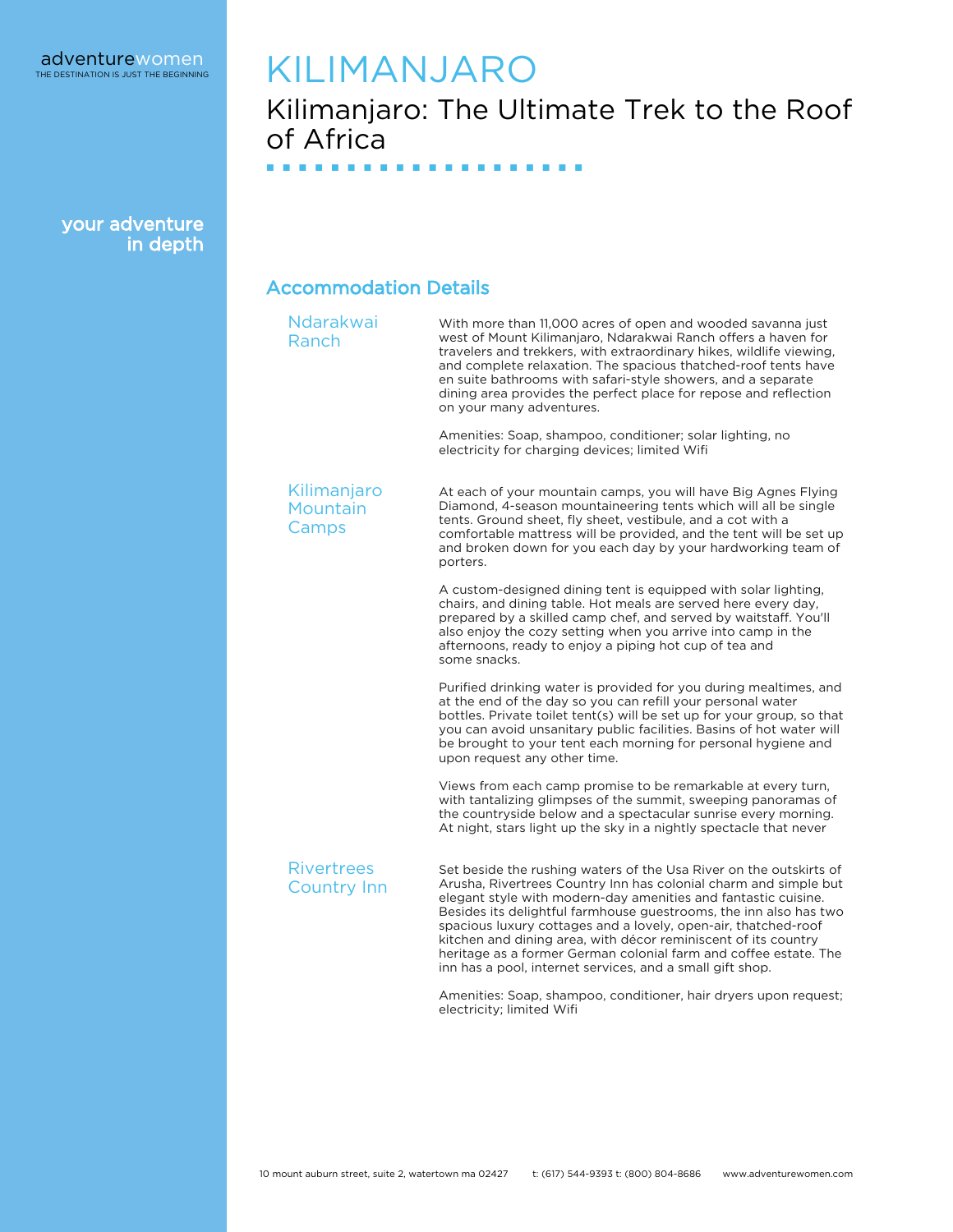# KILIMANJARO

## Kilimanjaro: The Ultimate Trek to the Roof of Africa

your adventure in depth

### Accommodation Details

**Ndarakwai Ranch**

With more than 11,000 acres of open and wooded savanna just west of Mount Kilimanjaro, Ndarakwai Ranch offers a haven for travelers and trekkers, with extraordinary hikes, wildlife viewing, and complete relaxation. The spacious thatched-roof tents have en suite bathrooms with safari-style showers, and a separate dining area provides the perfect place for repose and reflection on your many adventures.

Amenities: Soap, shampoo, conditioner; solar lighting, no electricity for charging devices; limited Wifi

**Kilimanjaro Mountain Camps**

At each of your mountain camps, you will have Big Agnes Flying Diamond, 4-season mountaineering tents which will all be single tents. Ground sheet, fly sheet, vestibule, and a cot with a comfortable mattress will be provided, and the tent will be set up and broken down for you each day by your hardworking team of porters.

A custom-designed dining tent is equipped with solar lighting, chairs, and dining table. Hot meals are served here every day, prepared by a skilled camp chef, and served by waitstaff. You'll also enjoy the cozy setting when you arrive into camp in the afternoons, ready to enjoy a piping hot cup of tea and some snacks.

Purified drinking water is provided for you during mealtimes, and at the end of the day so you can refill your personal water bottles. Private toilet tent(s) will be set up for your group, so that you can avoid unsanitary public facilities. Basins of hot water will be brought to your tent each morning for personal hygiene and upon request any other time.

Views from each camp promise to be remarkable at every turn, with tantalizing glimpses of the summit, sweeping panoramas of the countryside below and a spectacular sunrise every morning. At night, stars light up the sky in a nightly spectacle that never

**Rivertrees Country Inn**

Set beside the rushing waters of the Usa River on the outskirts of Arusha, Rivertrees Country Inn has colonial charm and simple but elegant style with modern-day amenities and fantastic cuisine. Besides its delightful farmhouse guestrooms, the inn also has two spacious luxury cottages and a lovely, open-air, thatched-roof kitchen and dining area, with décor reminiscent of its country heritage as a former German colonial farm and coffee estate. The inn has a pool, internet services, and a small gift shop.

Amenities: Soap, shampoo, conditioner, hair dryers upon request; electricity; limited Wifi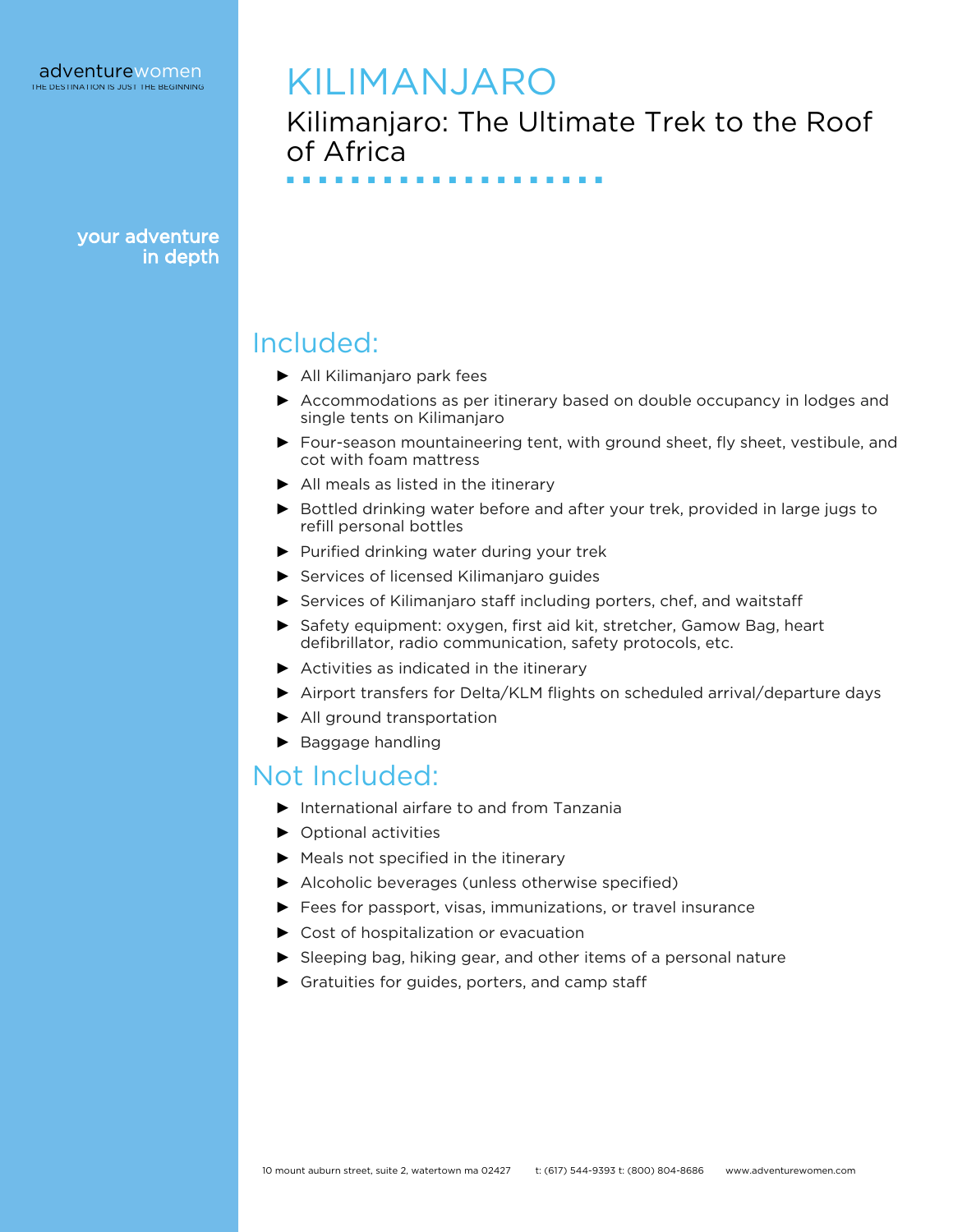# KILIMANJARO

## Kilimanjaro: The Ultimate Trek to the Roof of Africa

your adventure in depth

## Included:

- All Kilimanjaro park fees
- Accommodations as per itinerary based on double occupancy in lodges and single tents on Kilimanjaro
- Four-season mountaineering tent, with ground sheet, fly sheet, vestibule, and cot with foam mattress
- All meals as listed in the itinerary
- Bottled drinking water before and after your trek, provided in large jugs to refill personal bottles
- Purified drinking water during your trek
- Services of licensed Kilimanjaro guides
- Services of Kilimanjaro staff including porters, chef, and waitstaff
- Safety equipment: oxygen, first aid kit, stretcher, Gamow Bag, heart defibrillator, radio communication, safety protocols, etc.
- Activities as indicated in the itinerary
- Airport transfers for Delta/KLM flights on scheduled arrival/departure days
- All ground transportation
- Baggage handling

## Not Included:

- International airfare to and from Tanzania
- Optional activities
- Meals not specified in the itinerary
- Alcoholic beverages (unless otherwise specified)
- Fees for passport, visas, immunizations, or travel insurance
- Cost of hospitalization or evacuation
- Sleeping bag, hiking gear, and other items of a personal nature
- Gratuities for guides, porters, and camp staff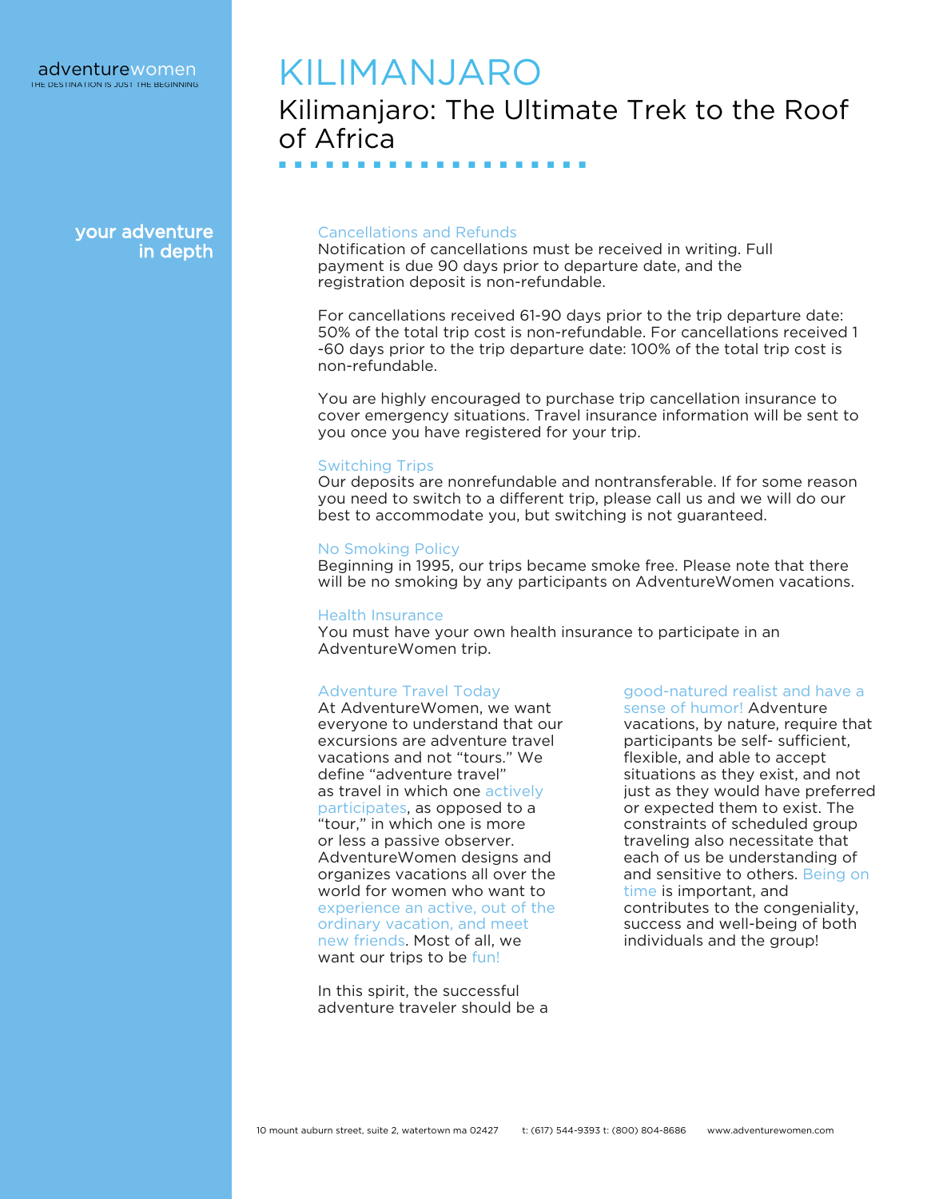# KILIMANJARO

## Kilimanjaro: The Ultimate Trek to the Roof of Africa

**your adventure in depth**

### Cancellations and Refunds

Notification of cancellations must be received in writing. Full payment is due 90 days prior to departure date, and the registration deposit is non-refundable.

For cancellations received 61-90 days prior to the trip departure date: 50% of the total trip cost is non-refundable. For cancellations received 1 -60 days prior to the trip departure date: 100% of the total trip cost is non-refundable.

You are highly encouraged to purchase trip cancellation insurance to cover emergency situations. Travel insurance information will be sent to you once you have registered for your trip.

### Switching Trips

Our deposits are nonrefundable and nontransferable. If for some reason you need to switch to a different trip, please call us and we will do our best to accommodate you, but switching is not guaranteed.

### No Smoking Policy

Beginning in 1995, our trips became smoke free. Please note that there will be no smoking by any participants on AdventureWomen vacations.

### Health Insurance

You must have your own health insurance to participate in an AdventureWomen trip.

### Adventure Travel Today

At AdventureWomen, we want everyone to understand that our excursions are adventure travel vacations and not "tours." We define "adventure travel" as travel in which one actively participates, as opposed to a "tour," in which one is more or less a passive observer. AdventureWomen designs and organizes vacations all over the world for women who want to experience an active, out of the ordinary vacation, and meet new friends. Most of all, we want our trips to be fun!

In this spirit, the successful adventure traveler should be a good-natured realist and have a sense of humor! Adventure vacations, by nature, require that participants be self- sufficient, flexible, and able to accept situations as they exist, and not just as they would have preferred or expected them to exist. The constraints of scheduled group traveling also necessitate that each of us be understanding of and sensitive to others. Being on time is important, and contributes to the congeniality, success and well-being of both individuals and the group!